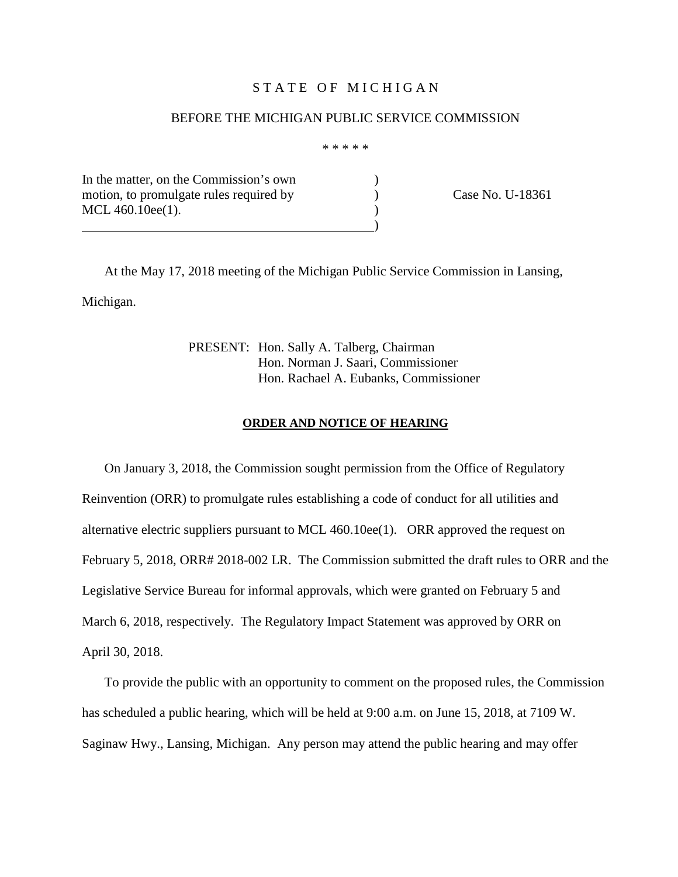STATE OF MICHIGAN

BEFORE THE MICHIGAN PUBLIC SERVICE COMMISSION

\* \* \* \* \*

| | | |
|---|---|---|
| In the matter, on the Commission's own motion, to promulgate rules required by MCL 460.10ee(1). | ) ) ) ) | Case No. U-18361 |

At the May 17, 2018 meeting of the Michigan Public Service Commission in Lansing, Michigan.

PRESENT: Hon. Sally A. Talberg, Chairman
Hon. Norman J. Saari, Commissioner
Hon. Rachael A. Eubanks, Commissioner

**ORDER AND NOTICE OF HEARING**

On January 3, 2018, the Commission sought permission from the Office of Regulatory Reinvention (ORR) to promulgate rules establishing a code of conduct for all utilities and alternative electric suppliers pursuant to MCL 460.10ee(1). ORR approved the request on February 5, 2018, ORR# 2018-002 LR. The Commission submitted the draft rules to ORR and the Legislative Service Bureau for informal approvals, which were granted on February 5 and March 6, 2018, respectively. The Regulatory Impact Statement was approved by ORR on April 30, 2018.

To provide the public with an opportunity to comment on the proposed rules, the Commission has scheduled a public hearing, which will be held at 9:00 a.m. on June 15, 2018, at 7109 W. Saginaw Hwy., Lansing, Michigan. Any person may attend the public hearing and may offer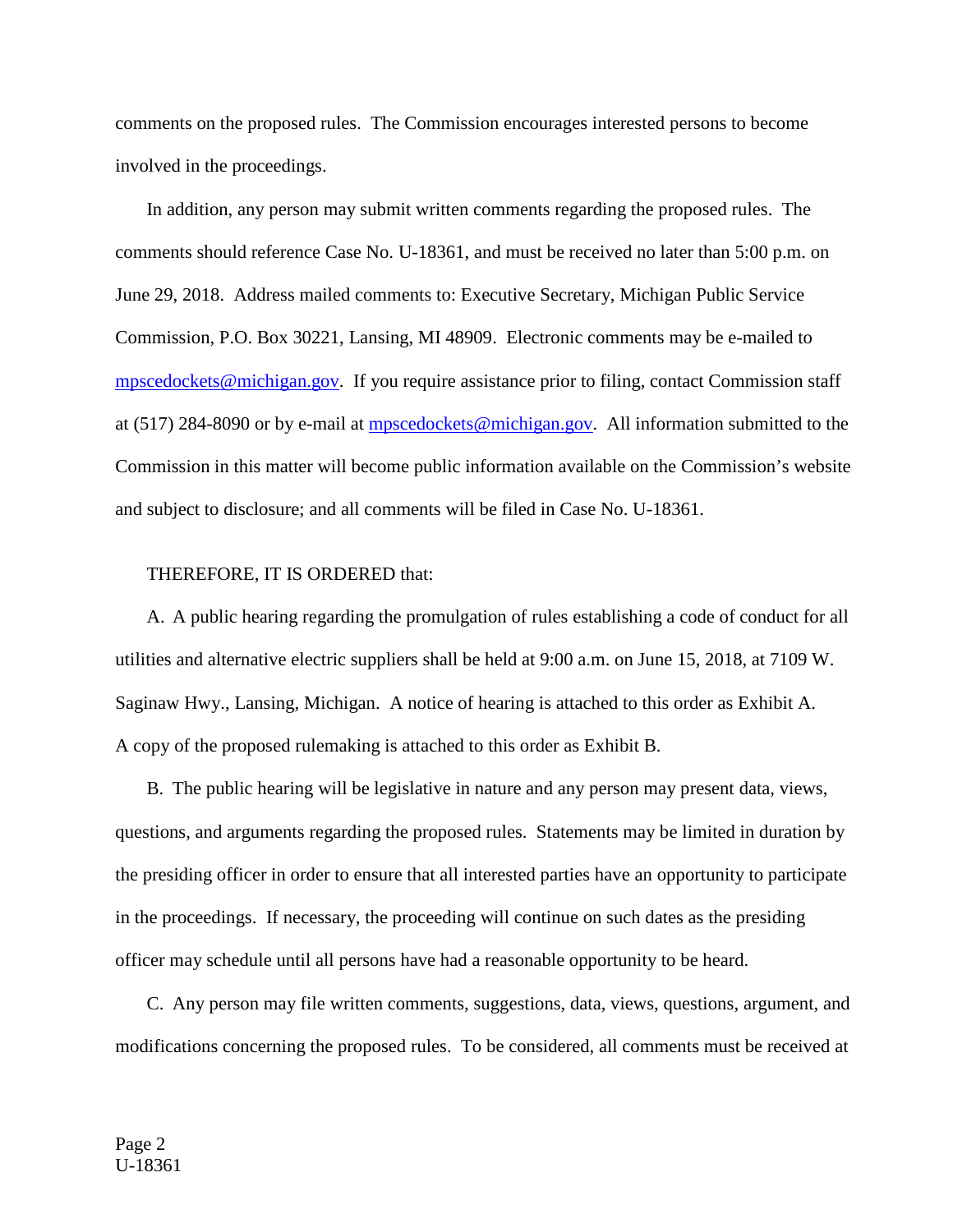comments on the proposed rules. The Commission encourages interested persons to become involved in the proceedings.

In addition, any person may submit written comments regarding the proposed rules. The comments should reference Case No. U-18361, and must be received no later than 5:00 p.m. on June 29, 2018. Address mailed comments to: Executive Secretary, Michigan Public Service Commission, P.O. Box 30221, Lansing, MI 48909. Electronic comments may be e-mailed to mpscedockets@michigan.gov. If you require assistance prior to filing, contact Commission staff at (517) 284-8090 or by e-mail at mpscedockets@michigan.gov. All information submitted to the Commission in this matter will become public information available on the Commission's website and subject to disclosure; and all comments will be filed in Case No. U-18361.

THEREFORE, IT IS ORDERED that:

A. A public hearing regarding the promulgation of rules establishing a code of conduct for all utilities and alternative electric suppliers shall be held at 9:00 a.m. on June 15, 2018, at 7109 W. Saginaw Hwy., Lansing, Michigan. A notice of hearing is attached to this order as Exhibit A. A copy of the proposed rulemaking is attached to this order as Exhibit B.

B. The public hearing will be legislative in nature and any person may present data, views, questions, and arguments regarding the proposed rules. Statements may be limited in duration by the presiding officer in order to ensure that all interested parties have an opportunity to participate in the proceedings. If necessary, the proceeding will continue on such dates as the presiding officer may schedule until all persons have had a reasonable opportunity to be heard.

C. Any person may file written comments, suggestions, data, views, questions, argument, and modifications concerning the proposed rules. To be considered, all comments must be received at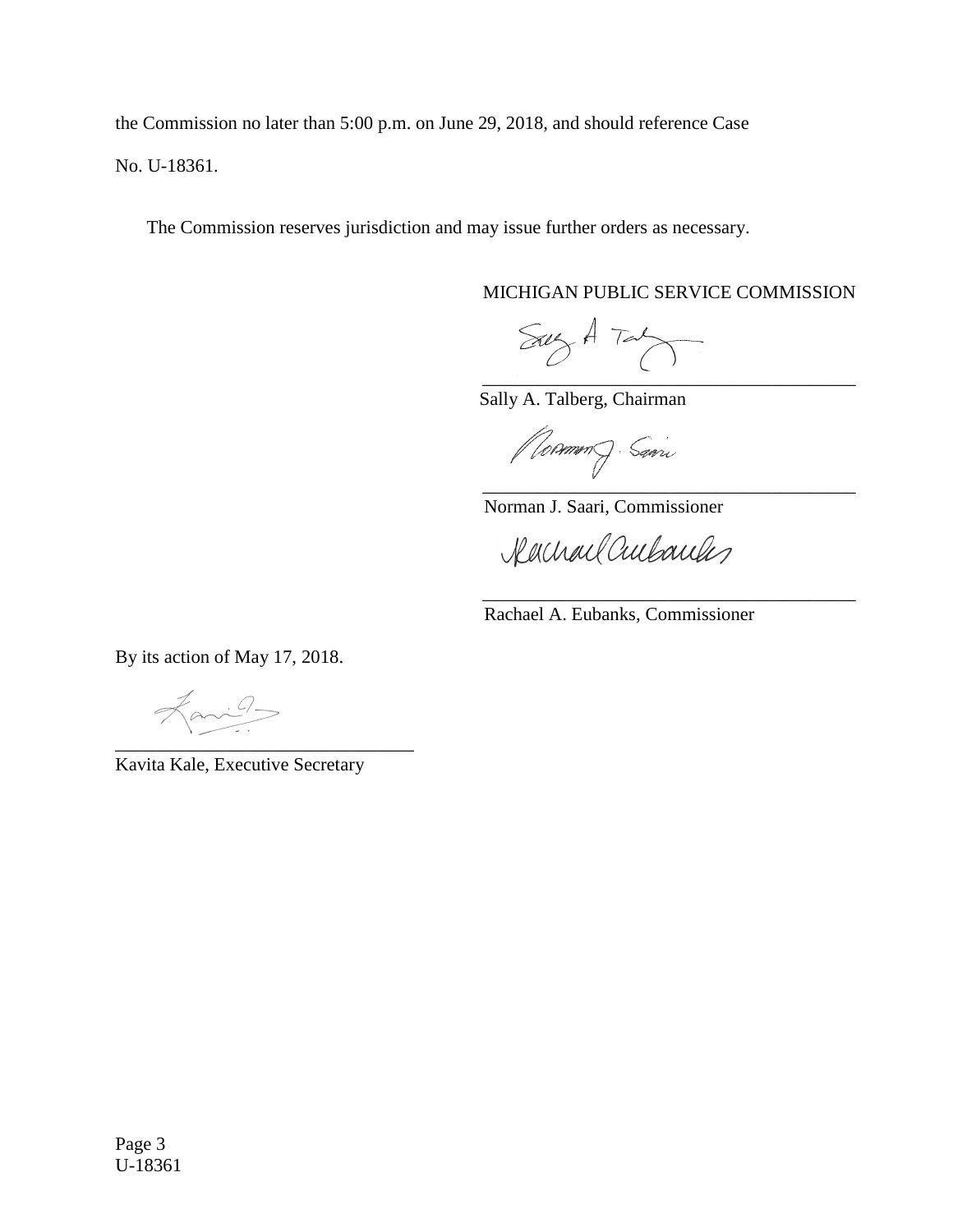the Commission no later than 5:00 p.m. on June 29, 2018, and should reference Case No. U-18361.

The Commission reserves jurisdiction and may issue further orders as necessary.

MICHIGAN PUBLIC SERVICE COMMISSION

________________________________________
Sally A. Talberg, Chairman

________________________________________
Norman J. Saari, Commissioner

________________________________________
Rachael A. Eubanks, Commissioner

By its action of May 17, 2018.

________________________________
Kavita Kale, Executive Secretary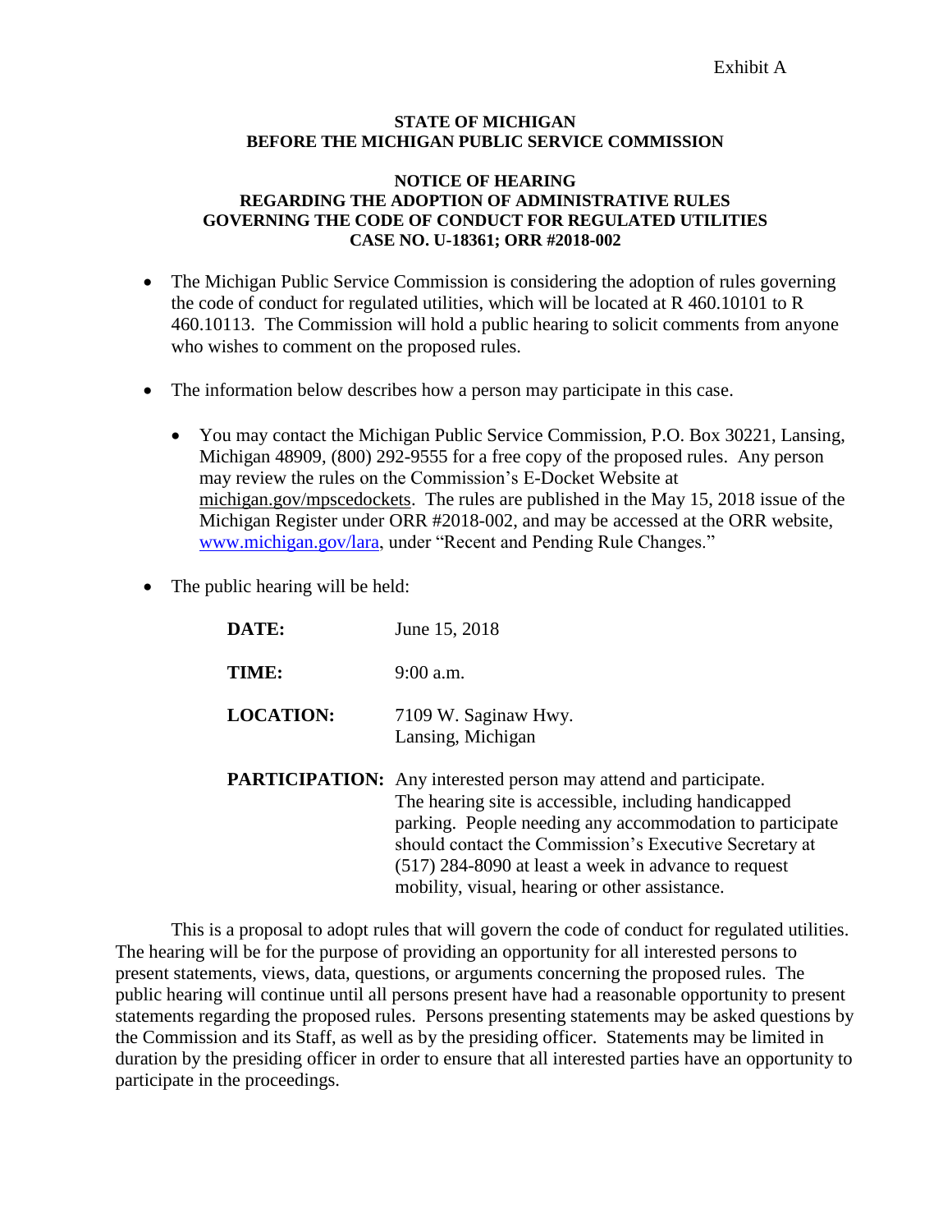Exhibit A

**STATE OF MICHIGAN**
**BEFORE THE MICHIGAN PUBLIC SERVICE COMMISSION**

**NOTICE OF HEARING**
**REGARDING THE ADOPTION OF ADMINISTRATIVE RULES**
**GOVERNING THE CODE OF CONDUCT FOR REGULATED UTILITIES**
**CASE NO. U-18361; ORR #2018-002**

- The Michigan Public Service Commission is considering the adoption of rules governing the code of conduct for regulated utilities, which will be located at R 460.10101 to R 460.10113. The Commission will hold a public hearing to solicit comments from anyone who wishes to comment on the proposed rules.

- The information below describes how a person may participate in this case.

  - You may contact the Michigan Public Service Commission, P.O. Box 30221, Lansing, Michigan 48909, (800) 292-9555 for a free copy of the proposed rules. Any person may review the rules on the Commission's E-Docket Website at michigan.gov/mpscedockets. The rules are published in the May 15, 2018 issue of the Michigan Register under ORR #2018-002, and may be accessed at the ORR website, www.michigan.gov/lara, under "Recent and Pending Rule Changes."

- The public hearing will be held:

| | |
|---|---|
| **DATE:** | June 15, 2018 |
| **TIME:** | 9:00 a.m. |
| **LOCATION:** | 7109 W. Saginaw Hwy.<br>Lansing, Michigan |
| **PARTICIPATION:** | Any interested person may attend and participate. The hearing site is accessible, including handicapped parking. People needing any accommodation to participate should contact the Commission's Executive Secretary at (517) 284-8090 at least a week in advance to request mobility, visual, hearing or other assistance. |

This is a proposal to adopt rules that will govern the code of conduct for regulated utilities. The hearing will be for the purpose of providing an opportunity for all interested persons to present statements, views, data, questions, or arguments concerning the proposed rules. The public hearing will continue until all persons present have had a reasonable opportunity to present statements regarding the proposed rules. Persons presenting statements may be asked questions by the Commission and its Staff, as well as by the presiding officer. Statements may be limited in duration by the presiding officer in order to ensure that all interested parties have an opportunity to participate in the proceedings.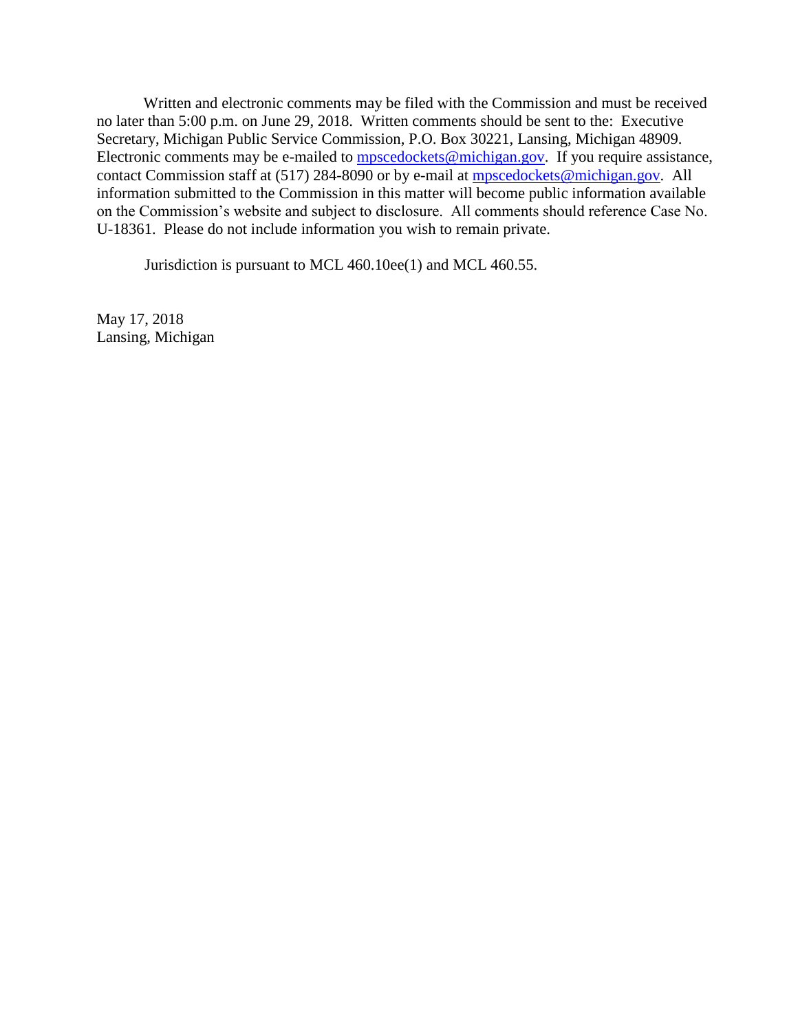Written and electronic comments may be filed with the Commission and must be received no later than 5:00 p.m. on June 29, 2018. Written comments should be sent to the: Executive Secretary, Michigan Public Service Commission, P.O. Box 30221, Lansing, Michigan 48909. Electronic comments may be e-mailed to mpscedockets@michigan.gov. If you require assistance, contact Commission staff at (517) 284-8090 or by e-mail at mpscedockets@michigan.gov. All information submitted to the Commission in this matter will become public information available on the Commission's website and subject to disclosure. All comments should reference Case No. U-18361. Please do not include information you wish to remain private.

Jurisdiction is pursuant to MCL 460.10ee(1) and MCL 460.55.

May 17, 2018
Lansing, Michigan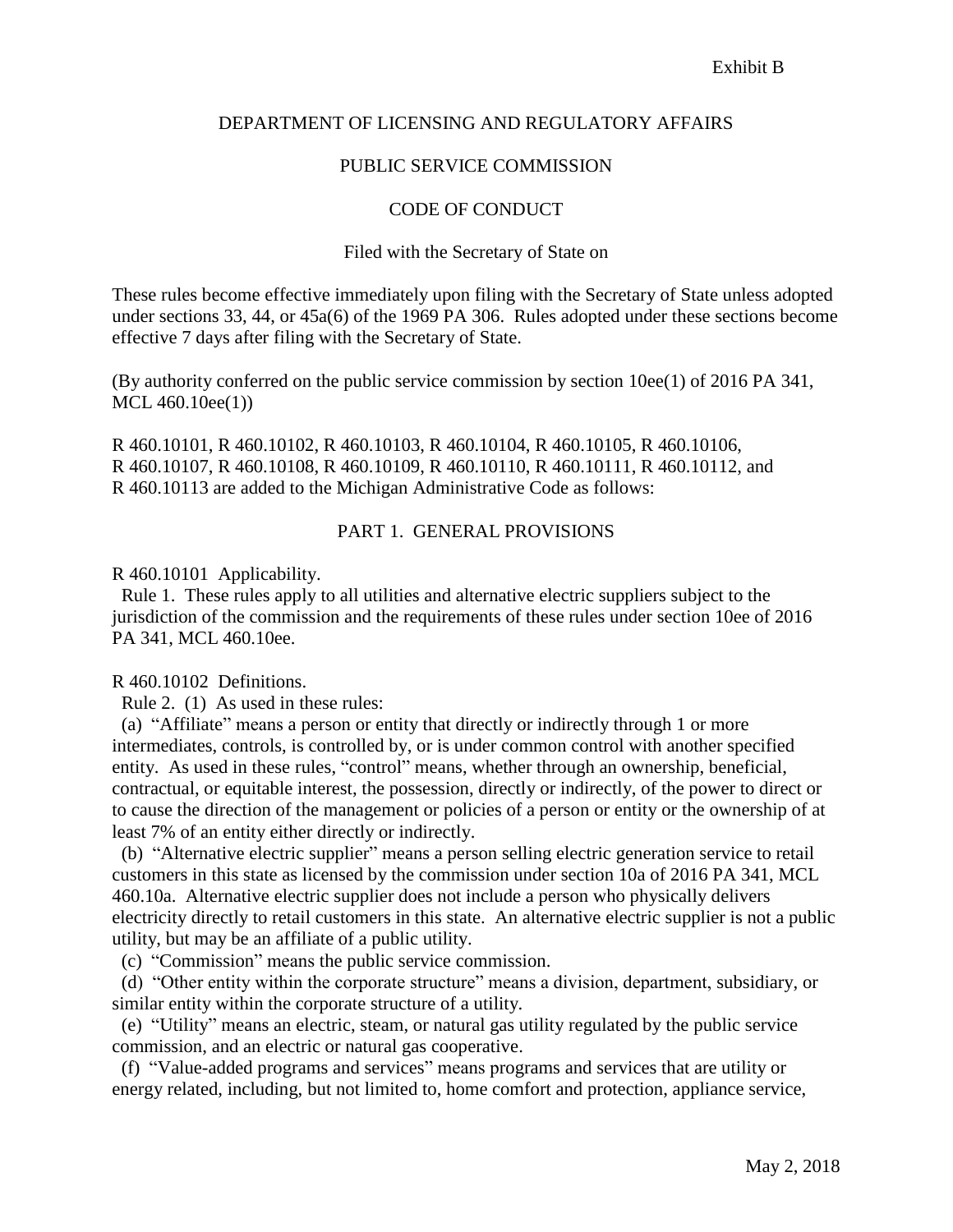Exhibit B

DEPARTMENT OF LICENSING AND REGULATORY AFFAIRS

PUBLIC SERVICE COMMISSION

CODE OF CONDUCT

Filed with the Secretary of State on

These rules become effective immediately upon filing with the Secretary of State unless adopted under sections 33, 44, or 45a(6) of the 1969 PA 306. Rules adopted under these sections become effective 7 days after filing with the Secretary of State.

(By authority conferred on the public service commission by section 10ee(1) of 2016 PA 341, MCL 460.10ee(1))

R 460.10101, R 460.10102, R 460.10103, R 460.10104, R 460.10105, R 460.10106, R 460.10107, R 460.10108, R 460.10109, R 460.10110, R 460.10111, R 460.10112, and R 460.10113 are added to the Michigan Administrative Code as follows:

PART 1. GENERAL PROVISIONS

R 460.10101 Applicability.

Rule 1. These rules apply to all utilities and alternative electric suppliers subject to the jurisdiction of the commission and the requirements of these rules under section 10ee of 2016 PA 341, MCL 460.10ee.

R 460.10102 Definitions.

Rule 2. (1) As used in these rules:

(a) "Affiliate" means a person or entity that directly or indirectly through 1 or more intermediates, controls, is controlled by, or is under common control with another specified entity. As used in these rules, "control" means, whether through an ownership, beneficial, contractual, or equitable interest, the possession, directly or indirectly, of the power to direct or to cause the direction of the management or policies of a person or entity or the ownership of at least 7% of an entity either directly or indirectly.

(b) "Alternative electric supplier" means a person selling electric generation service to retail customers in this state as licensed by the commission under section 10a of 2016 PA 341, MCL 460.10a. Alternative electric supplier does not include a person who physically delivers electricity directly to retail customers in this state. An alternative electric supplier is not a public utility, but may be an affiliate of a public utility.

(c) "Commission" means the public service commission.

(d) "Other entity within the corporate structure" means a division, department, subsidiary, or similar entity within the corporate structure of a utility.

(e) "Utility" means an electric, steam, or natural gas utility regulated by the public service commission, and an electric or natural gas cooperative.

(f) "Value-added programs and services" means programs and services that are utility or energy related, including, but not limited to, home comfort and protection, appliance service,

May 2, 2018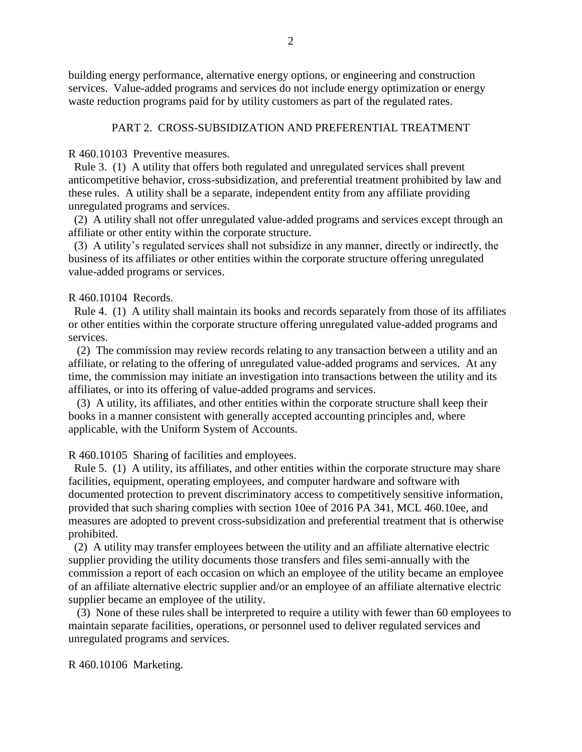building energy performance, alternative energy options, or engineering and construction services. Value-added programs and services do not include energy optimization or energy waste reduction programs paid for by utility customers as part of the regulated rates.

## PART 2. CROSS-SUBSIDIZATION AND PREFERENTIAL TREATMENT

R 460.10103 Preventive measures.

Rule 3. (1) A utility that offers both regulated and unregulated services shall prevent anticompetitive behavior, cross-subsidization, and preferential treatment prohibited by law and these rules. A utility shall be a separate, independent entity from any affiliate providing unregulated programs and services.

(2) A utility shall not offer unregulated value-added programs and services except through an affiliate or other entity within the corporate structure.

(3) A utility's regulated services shall not subsidize in any manner, directly or indirectly, the business of its affiliates or other entities within the corporate structure offering unregulated value-added programs or services.

R 460.10104 Records.

Rule 4. (1) A utility shall maintain its books and records separately from those of its affiliates or other entities within the corporate structure offering unregulated value-added programs and services.

(2) The commission may review records relating to any transaction between a utility and an affiliate, or relating to the offering of unregulated value-added programs and services. At any time, the commission may initiate an investigation into transactions between the utility and its affiliates, or into its offering of value-added programs and services.

(3) A utility, its affiliates, and other entities within the corporate structure shall keep their books in a manner consistent with generally accepted accounting principles and, where applicable, with the Uniform System of Accounts.

R 460.10105 Sharing of facilities and employees.

Rule 5. (1) A utility, its affiliates, and other entities within the corporate structure may share facilities, equipment, operating employees, and computer hardware and software with documented protection to prevent discriminatory access to competitively sensitive information, provided that such sharing complies with section 10ee of 2016 PA 341, MCL 460.10ee, and measures are adopted to prevent cross-subsidization and preferential treatment that is otherwise prohibited.

(2) A utility may transfer employees between the utility and an affiliate alternative electric supplier providing the utility documents those transfers and files semi-annually with the commission a report of each occasion on which an employee of the utility became an employee of an affiliate alternative electric supplier and/or an employee of an affiliate alternative electric supplier became an employee of the utility.

(3) None of these rules shall be interpreted to require a utility with fewer than 60 employees to maintain separate facilities, operations, or personnel used to deliver regulated services and unregulated programs and services.

R 460.10106 Marketing.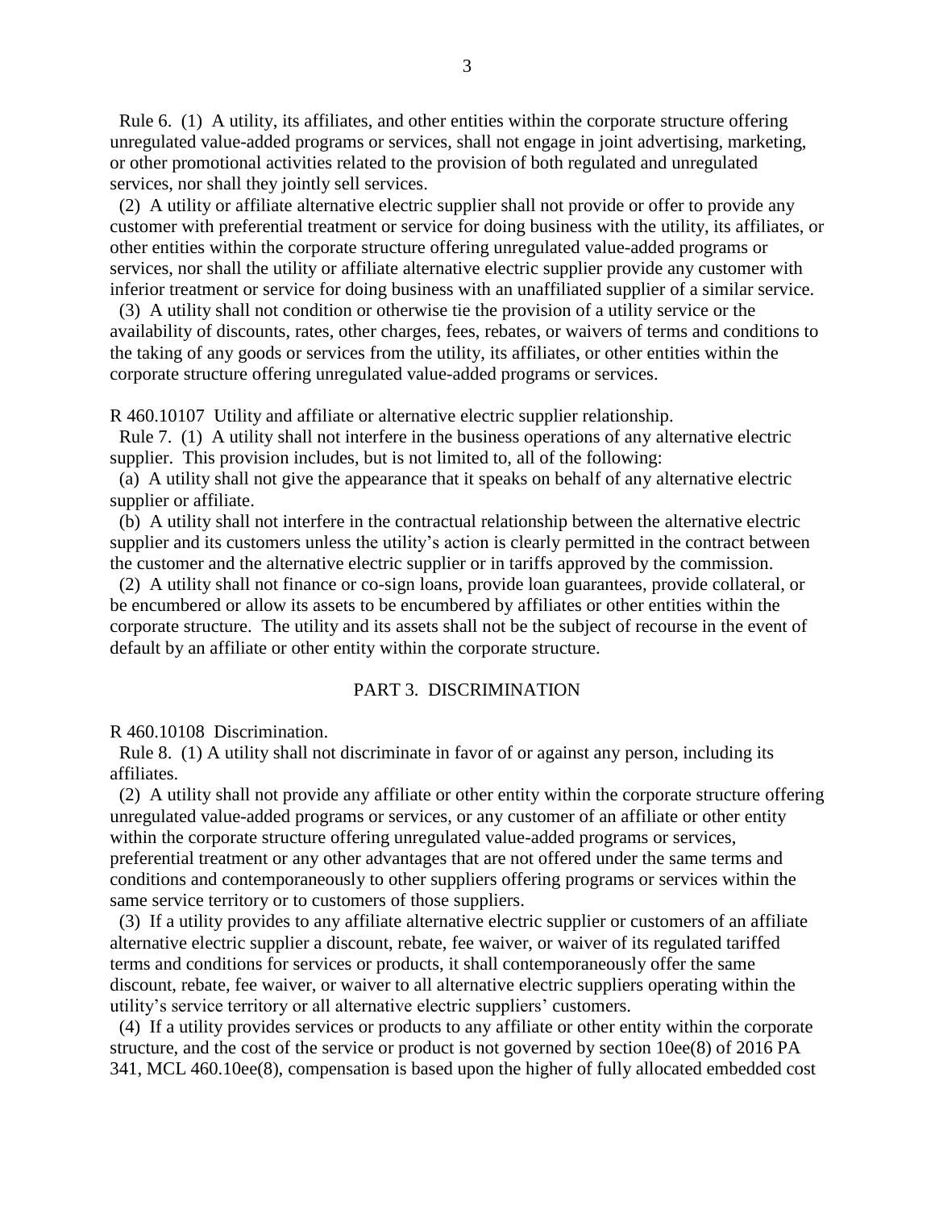Rule 6. (1) A utility, its affiliates, and other entities within the corporate structure offering unregulated value-added programs or services, shall not engage in joint advertising, marketing, or other promotional activities related to the provision of both regulated and unregulated services, nor shall they jointly sell services.

(2) A utility or affiliate alternative electric supplier shall not provide or offer to provide any customer with preferential treatment or service for doing business with the utility, its affiliates, or other entities within the corporate structure offering unregulated value-added programs or services, nor shall the utility or affiliate alternative electric supplier provide any customer with inferior treatment or service for doing business with an unaffiliated supplier of a similar service.

(3) A utility shall not condition or otherwise tie the provision of a utility service or the availability of discounts, rates, other charges, fees, rebates, or waivers of terms and conditions to the taking of any goods or services from the utility, its affiliates, or other entities within the corporate structure offering unregulated value-added programs or services.

R 460.10107 Utility and affiliate or alternative electric supplier relationship.

Rule 7. (1) A utility shall not interfere in the business operations of any alternative electric supplier. This provision includes, but is not limited to, all of the following:

(a) A utility shall not give the appearance that it speaks on behalf of any alternative electric supplier or affiliate.

(b) A utility shall not interfere in the contractual relationship between the alternative electric supplier and its customers unless the utility's action is clearly permitted in the contract between the customer and the alternative electric supplier or in tariffs approved by the commission.

(2) A utility shall not finance or co-sign loans, provide loan guarantees, provide collateral, or be encumbered or allow its assets to be encumbered by affiliates or other entities within the corporate structure. The utility and its assets shall not be the subject of recourse in the event of default by an affiliate or other entity within the corporate structure.

## PART 3. DISCRIMINATION

R 460.10108 Discrimination.

Rule 8. (1) A utility shall not discriminate in favor of or against any person, including its affiliates.

(2) A utility shall not provide any affiliate or other entity within the corporate structure offering unregulated value-added programs or services, or any customer of an affiliate or other entity within the corporate structure offering unregulated value-added programs or services, preferential treatment or any other advantages that are not offered under the same terms and conditions and contemporaneously to other suppliers offering programs or services within the same service territory or to customers of those suppliers.

(3) If a utility provides to any affiliate alternative electric supplier or customers of an affiliate alternative electric supplier a discount, rebate, fee waiver, or waiver of its regulated tariffed terms and conditions for services or products, it shall contemporaneously offer the same discount, rebate, fee waiver, or waiver to all alternative electric suppliers operating within the utility's service territory or all alternative electric suppliers' customers.

(4) If a utility provides services or products to any affiliate or other entity within the corporate structure, and the cost of the service or product is not governed by section 10ee(8) of 2016 PA 341, MCL 460.10ee(8), compensation is based upon the higher of fully allocated embedded cost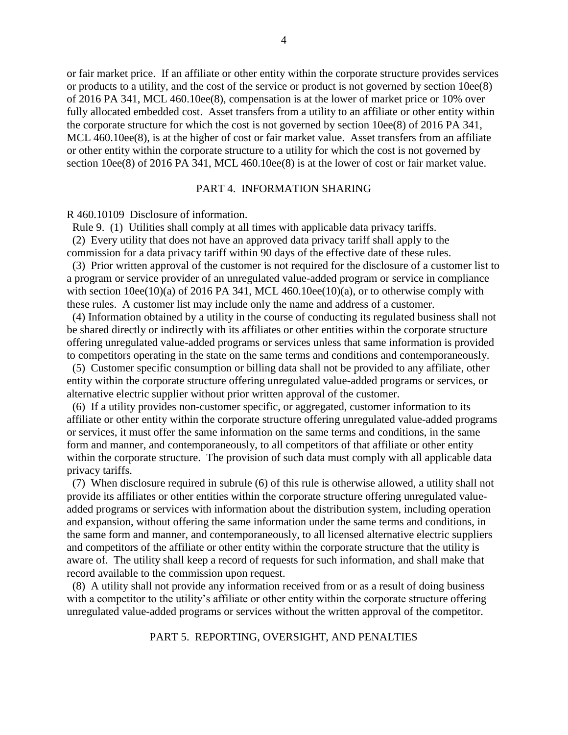or fair market price. If an affiliate or other entity within the corporate structure provides services or products to a utility, and the cost of the service or product is not governed by section 10ee(8) of 2016 PA 341, MCL 460.10ee(8), compensation is at the lower of market price or 10% over fully allocated embedded cost. Asset transfers from a utility to an affiliate or other entity within the corporate structure for which the cost is not governed by section 10ee(8) of 2016 PA 341, MCL 460.10ee(8), is at the higher of cost or fair market value. Asset transfers from an affiliate or other entity within the corporate structure to a utility for which the cost is not governed by section 10ee(8) of 2016 PA 341, MCL 460.10ee(8) is at the lower of cost or fair market value.

## PART 4. INFORMATION SHARING

R 460.10109 Disclosure of information.

Rule 9. (1) Utilities shall comply at all times with applicable data privacy tariffs.

(2) Every utility that does not have an approved data privacy tariff shall apply to the commission for a data privacy tariff within 90 days of the effective date of these rules.

(3) Prior written approval of the customer is not required for the disclosure of a customer list to a program or service provider of an unregulated value-added program or service in compliance with section 10ee(10)(a) of 2016 PA 341, MCL 460.10ee(10)(a), or to otherwise comply with these rules. A customer list may include only the name and address of a customer.

(4) Information obtained by a utility in the course of conducting its regulated business shall not be shared directly or indirectly with its affiliates or other entities within the corporate structure offering unregulated value-added programs or services unless that same information is provided to competitors operating in the state on the same terms and conditions and contemporaneously.

(5) Customer specific consumption or billing data shall not be provided to any affiliate, other entity within the corporate structure offering unregulated value-added programs or services, or alternative electric supplier without prior written approval of the customer.

(6) If a utility provides non-customer specific, or aggregated, customer information to its affiliate or other entity within the corporate structure offering unregulated value-added programs or services, it must offer the same information on the same terms and conditions, in the same form and manner, and contemporaneously, to all competitors of that affiliate or other entity within the corporate structure. The provision of such data must comply with all applicable data privacy tariffs.

(7) When disclosure required in subrule (6) of this rule is otherwise allowed, a utility shall not provide its affiliates or other entities within the corporate structure offering unregulated value-added programs or services with information about the distribution system, including operation and expansion, without offering the same information under the same terms and conditions, in the same form and manner, and contemporaneously, to all licensed alternative electric suppliers and competitors of the affiliate or other entity within the corporate structure that the utility is aware of. The utility shall keep a record of requests for such information, and shall make that record available to the commission upon request.

(8) A utility shall not provide any information received from or as a result of doing business with a competitor to the utility's affiliate or other entity within the corporate structure offering unregulated value-added programs or services without the written approval of the competitor.

## PART 5. REPORTING, OVERSIGHT, AND PENALTIES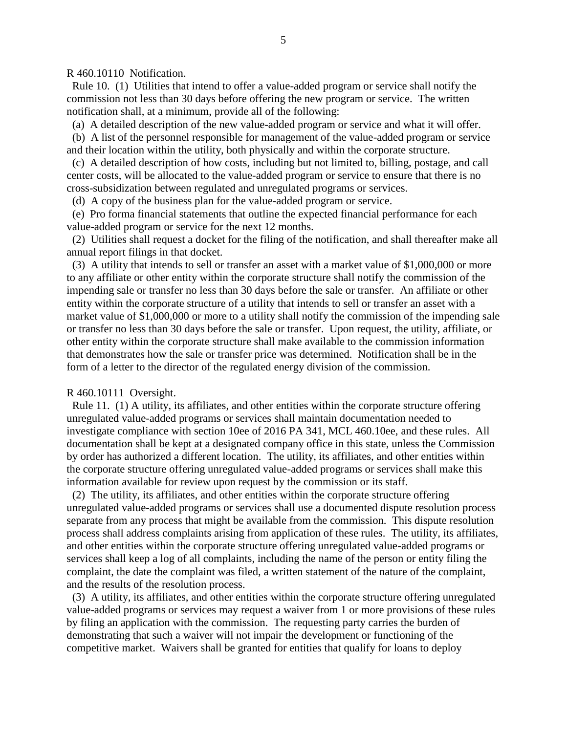R 460.10110 Notification.

Rule 10. (1) Utilities that intend to offer a value-added program or service shall notify the commission not less than 30 days before offering the new program or service. The written notification shall, at a minimum, provide all of the following:

(a) A detailed description of the new value-added program or service and what it will offer.

(b) A list of the personnel responsible for management of the value-added program or service and their location within the utility, both physically and within the corporate structure.

(c) A detailed description of how costs, including but not limited to, billing, postage, and call center costs, will be allocated to the value-added program or service to ensure that there is no cross-subsidization between regulated and unregulated programs or services.

(d) A copy of the business plan for the value-added program or service.

(e) Pro forma financial statements that outline the expected financial performance for each value-added program or service for the next 12 months.

(2) Utilities shall request a docket for the filing of the notification, and shall thereafter make all annual report filings in that docket.

(3) A utility that intends to sell or transfer an asset with a market value of $1,000,000 or more to any affiliate or other entity within the corporate structure shall notify the commission of the impending sale or transfer no less than 30 days before the sale or transfer. An affiliate or other entity within the corporate structure of a utility that intends to sell or transfer an asset with a market value of $1,000,000 or more to a utility shall notify the commission of the impending sale or transfer no less than 30 days before the sale or transfer. Upon request, the utility, affiliate, or other entity within the corporate structure shall make available to the commission information that demonstrates how the sale or transfer price was determined. Notification shall be in the form of a letter to the director of the regulated energy division of the commission.

R 460.10111 Oversight.

Rule 11. (1) A utility, its affiliates, and other entities within the corporate structure offering unregulated value-added programs or services shall maintain documentation needed to investigate compliance with section 10ee of 2016 PA 341, MCL 460.10ee, and these rules. All documentation shall be kept at a designated company office in this state, unless the Commission by order has authorized a different location. The utility, its affiliates, and other entities within the corporate structure offering unregulated value-added programs or services shall make this information available for review upon request by the commission or its staff.

(2) The utility, its affiliates, and other entities within the corporate structure offering unregulated value-added programs or services shall use a documented dispute resolution process separate from any process that might be available from the commission. This dispute resolution process shall address complaints arising from application of these rules. The utility, its affiliates, and other entities within the corporate structure offering unregulated value-added programs or services shall keep a log of all complaints, including the name of the person or entity filing the complaint, the date the complaint was filed, a written statement of the nature of the complaint, and the results of the resolution process.

(3) A utility, its affiliates, and other entities within the corporate structure offering unregulated value-added programs or services may request a waiver from 1 or more provisions of these rules by filing an application with the commission. The requesting party carries the burden of demonstrating that such a waiver will not impair the development or functioning of the competitive market. Waivers shall be granted for entities that qualify for loans to deploy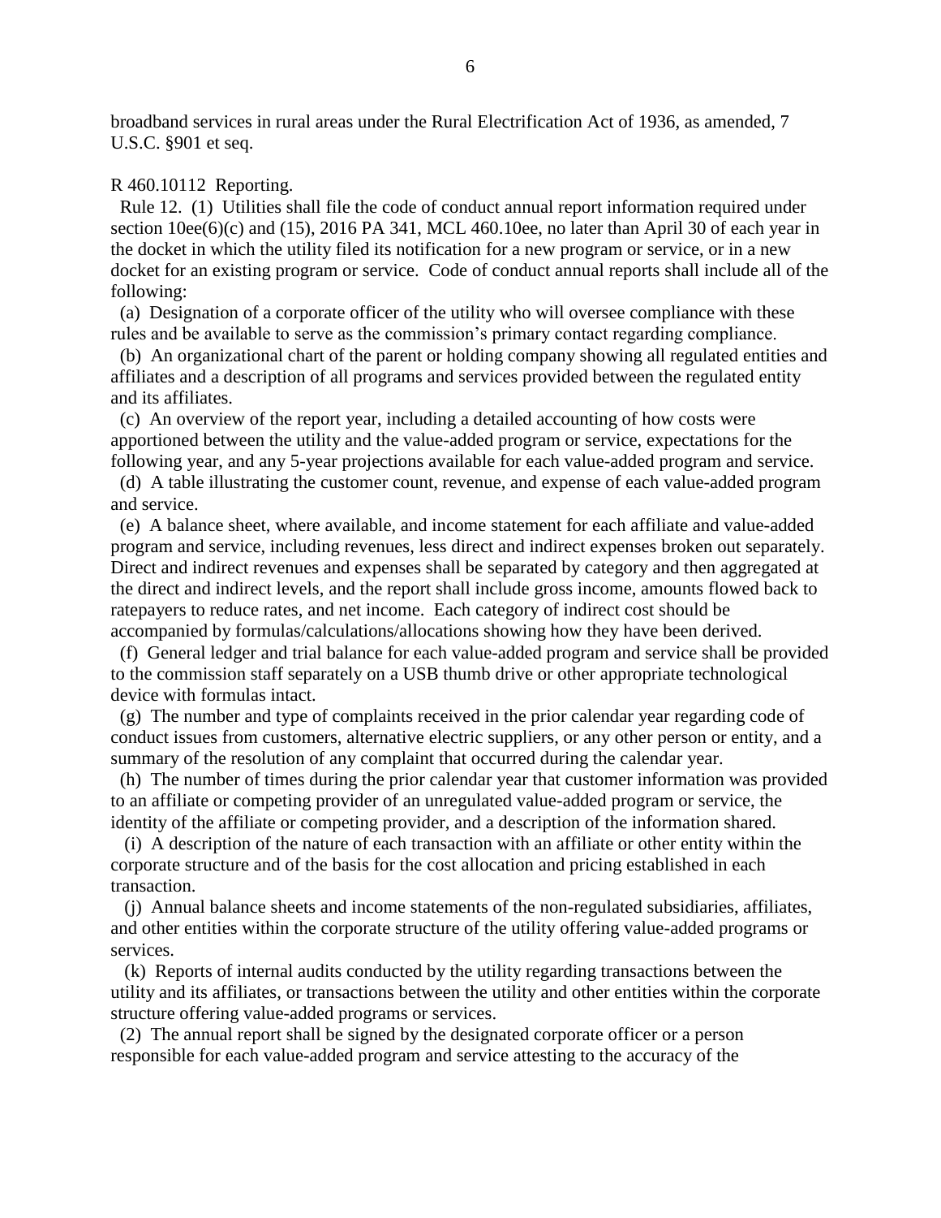broadband services in rural areas under the Rural Electrification Act of 1936, as amended, 7 U.S.C. §901 et seq.

R 460.10112 Reporting.

Rule 12. (1) Utilities shall file the code of conduct annual report information required under section 10ee(6)(c) and (15), 2016 PA 341, MCL 460.10ee, no later than April 30 of each year in the docket in which the utility filed its notification for a new program or service, or in a new docket for an existing program or service. Code of conduct annual reports shall include all of the following:

(a) Designation of a corporate officer of the utility who will oversee compliance with these rules and be available to serve as the commission's primary contact regarding compliance.

(b) An organizational chart of the parent or holding company showing all regulated entities and affiliates and a description of all programs and services provided between the regulated entity and its affiliates.

(c) An overview of the report year, including a detailed accounting of how costs were apportioned between the utility and the value-added program or service, expectations for the following year, and any 5-year projections available for each value-added program and service.

(d) A table illustrating the customer count, revenue, and expense of each value-added program and service.

(e) A balance sheet, where available, and income statement for each affiliate and value-added program and service, including revenues, less direct and indirect expenses broken out separately. Direct and indirect revenues and expenses shall be separated by category and then aggregated at the direct and indirect levels, and the report shall include gross income, amounts flowed back to ratepayers to reduce rates, and net income. Each category of indirect cost should be accompanied by formulas/calculations/allocations showing how they have been derived.

(f) General ledger and trial balance for each value-added program and service shall be provided to the commission staff separately on a USB thumb drive or other appropriate technological device with formulas intact.

(g) The number and type of complaints received in the prior calendar year regarding code of conduct issues from customers, alternative electric suppliers, or any other person or entity, and a summary of the resolution of any complaint that occurred during the calendar year.

(h) The number of times during the prior calendar year that customer information was provided to an affiliate or competing provider of an unregulated value-added program or service, the identity of the affiliate or competing provider, and a description of the information shared.

(i) A description of the nature of each transaction with an affiliate or other entity within the corporate structure and of the basis for the cost allocation and pricing established in each transaction.

(j) Annual balance sheets and income statements of the non-regulated subsidiaries, affiliates, and other entities within the corporate structure of the utility offering value-added programs or services.

(k) Reports of internal audits conducted by the utility regarding transactions between the utility and its affiliates, or transactions between the utility and other entities within the corporate structure offering value-added programs or services.

(2) The annual report shall be signed by the designated corporate officer or a person responsible for each value-added program and service attesting to the accuracy of the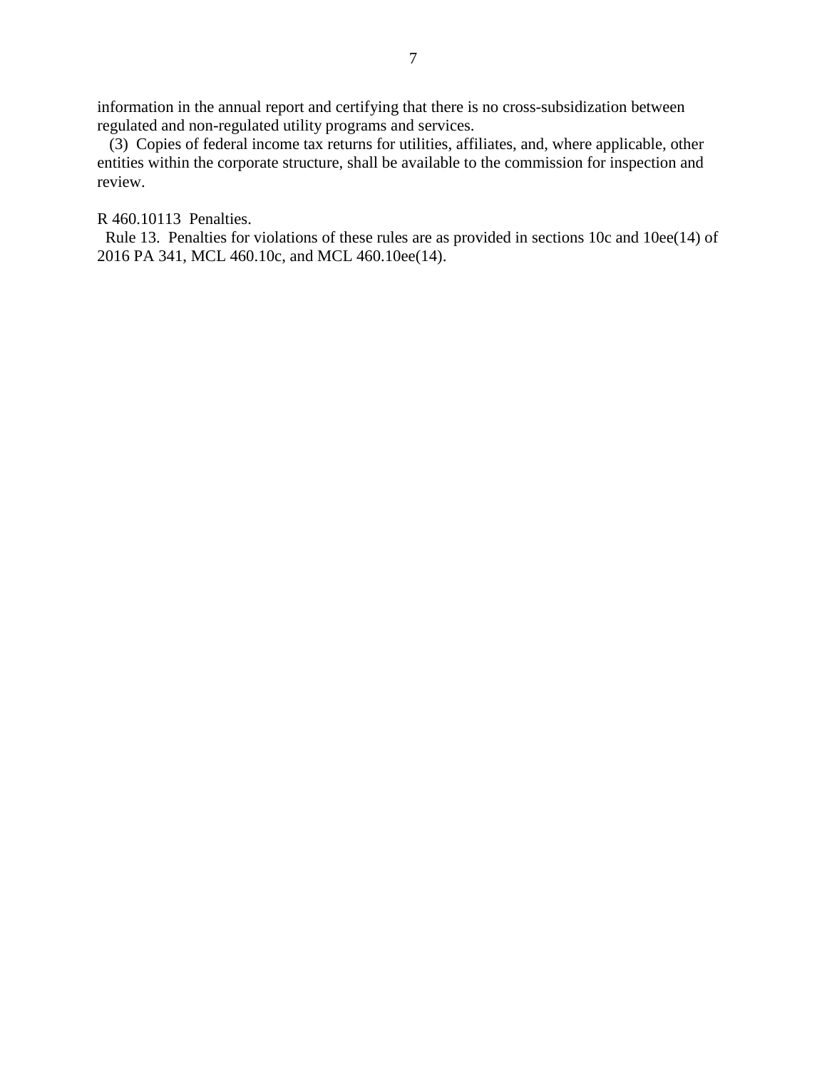information in the annual report and certifying that there is no cross-subsidization between regulated and non-regulated utility programs and services.

(3) Copies of federal income tax returns for utilities, affiliates, and, where applicable, other entities within the corporate structure, shall be available to the commission for inspection and review.

R 460.10113 Penalties.

Rule 13. Penalties for violations of these rules are as provided in sections 10c and 10ee(14) of 2016 PA 341, MCL 460.10c, and MCL 460.10ee(14).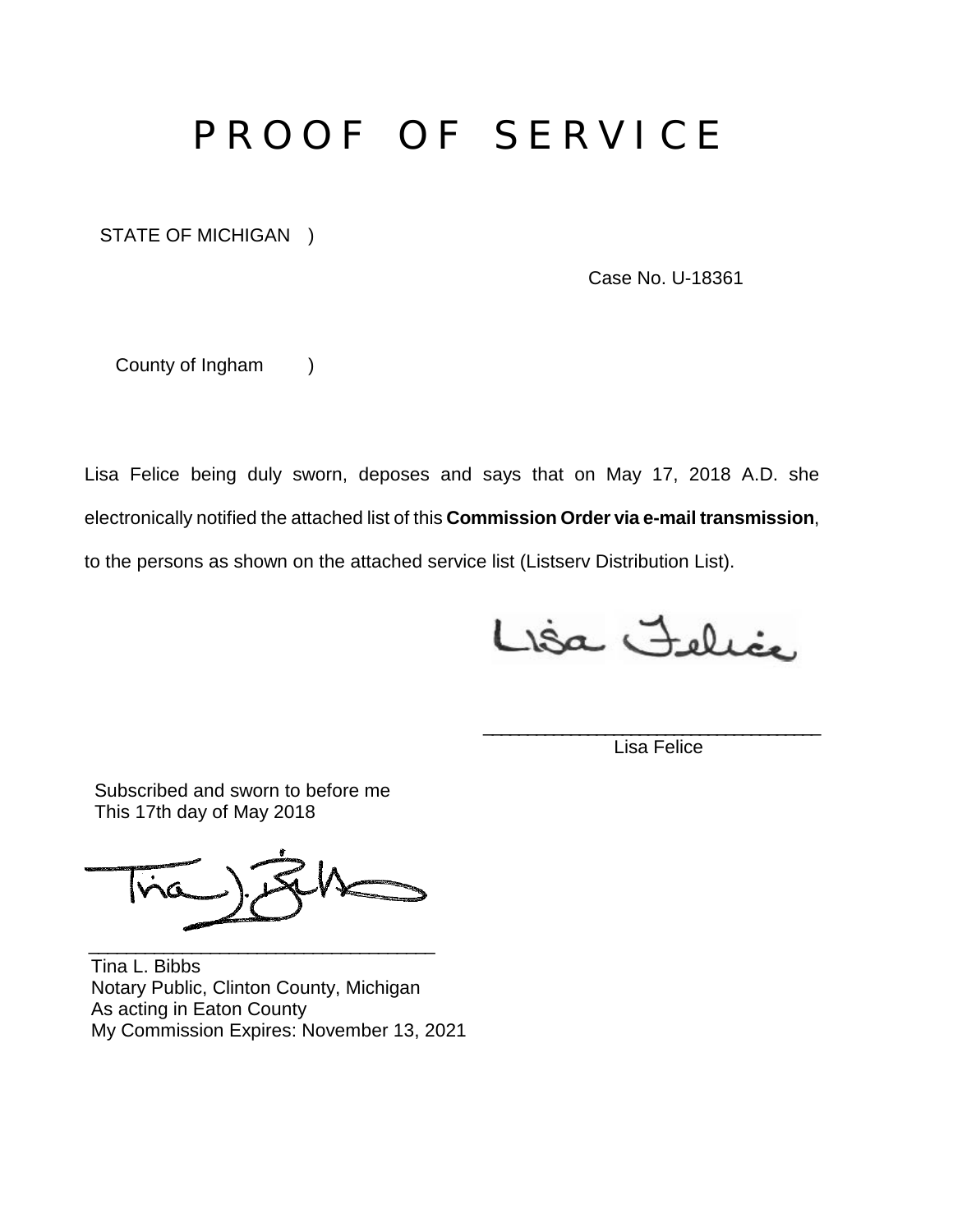# PROOF OF SERVICE

STATE OF MICHIGAN )

Case No. U-18361

County of Ingham )

Lisa Felice being duly sworn, deposes and says that on May 17, 2018 A.D. she electronically notified the attached list of this **Commission Order via e-mail transmission**, to the persons as shown on the attached service list (Listserv Distribution List).

Lisa Felice

\_\_\_\_\_\_\_\_\_\_\_\_\_\_\_\_\_\_\_\_\_\_\_\_\_\_\_\_\_\_\_\_\_\_\_\_
Lisa Felice

Subscribed and sworn to before me
This 17th day of May 2018

Tina J. Bibbs

\_\_\_\_\_\_\_\_\_\_\_\_\_\_\_\_\_\_\_\_\_\_\_\_\_\_\_\_\_\_\_\_\_\_\_\_
Tina L. Bibbs
Notary Public, Clinton County, Michigan
As acting in Eaton County
My Commission Expires: November 13, 2021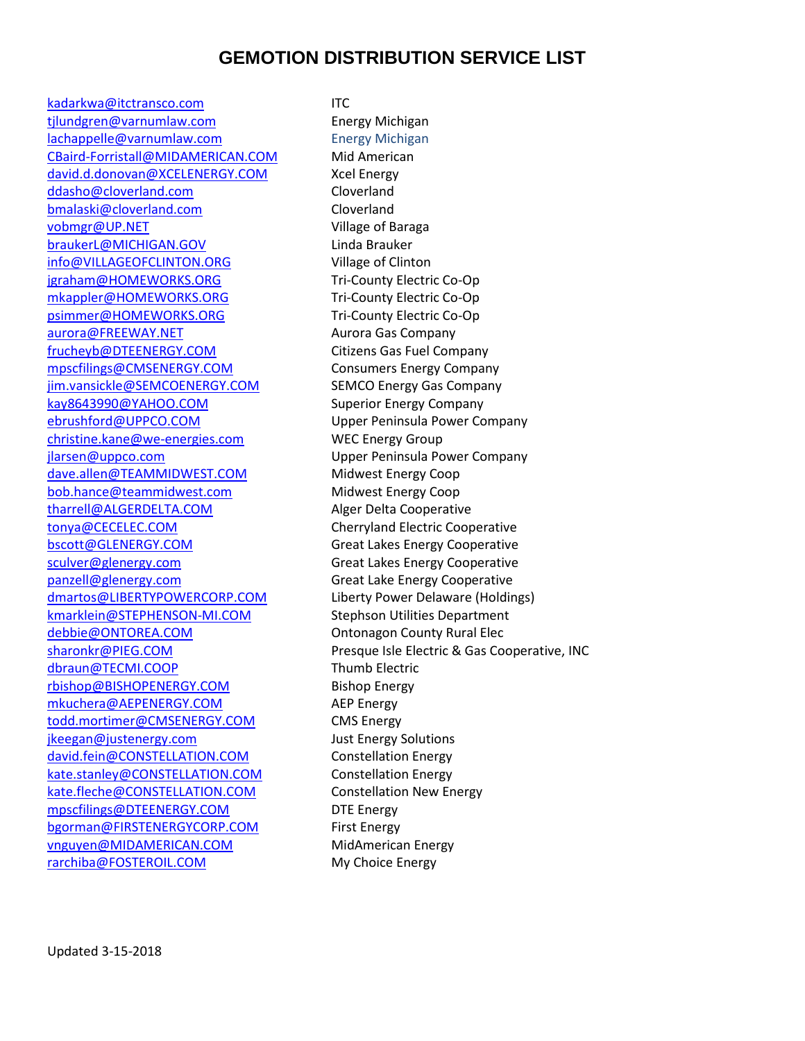# GEMOTION DISTRIBUTION SERVICE LIST

| | |
|---|---|
| kadarkwa@itctransco.com | ITC |
| tjlundgren@varnumlaw.com | Energy Michigan |
| lachappelle@varnumlaw.com | Energy Michigan |
| CBaird-Forristall@MIDAMERICAN.COM | Mid American |
| david.d.donovan@XCELENERGY.COM | Xcel Energy |
| ddasho@cloverland.com | Cloverland |
| bmalaski@cloverland.com | Cloverland |
| vobmgr@UP.NET | Village of Baraga |
| braukerL@MICHIGAN.GOV | Linda Brauker |
| info@VILLAGEOFCLINTON.ORG | Village of Clinton |
| jgraham@HOMEWORKS.ORG | Tri-County Electric Co-Op |
| mkappler@HOMEWORKS.ORG | Tri-County Electric Co-Op |
| psimmer@HOMEWORKS.ORG | Tri-County Electric Co-Op |
| aurora@FREEWAY.NET | Aurora Gas Company |
| frucheyb@DTEENERGY.COM | Citizens Gas Fuel Company |
| mpscfilings@CMSENERGY.COM | Consumers Energy Company |
| jim.vansickle@SEMCOENERGY.COM | SEMCO Energy Gas Company |
| kay8643990@YAHOO.COM | Superior Energy Company |
| ebrushford@UPPCO.COM | Upper Peninsula Power Company |
| christine.kane@we-energies.com | WEC Energy Group |
| jlarsen@uppco.com | Upper Peninsula Power Company |
| dave.allen@TEAMMIDWEST.COM | Midwest Energy Coop |
| bob.hance@teammidwest.com | Midwest Energy Coop |
| tharrell@ALGERDELTA.COM | Alger Delta Cooperative |
| tonya@CECELEC.COM | Cherryland Electric Cooperative |
| bscott@GLENERGY.COM | Great Lakes Energy Cooperative |
| sculver@glenergy.com | Great Lakes Energy Cooperative |
| panzell@glenergy.com | Great Lake Energy Cooperative |
| dmartos@LIBERTYPOWERCORP.COM | Liberty Power Delaware (Holdings) |
| kmarklein@STEPHENSON-MI.COM | Stephson Utilities Department |
| debbie@ONTOREA.COM | Ontonagon County Rural Elec |
| sharonkr@PIEG.COM | Presque Isle Electric & Gas Cooperative, INC |
| dbraun@TECMI.COOP | Thumb Electric |
| rbishop@BISHOPENERGY.COM | Bishop Energy |
| mkuchera@AEPENERGY.COM | AEP Energy |
| todd.mortimer@CMSENERGY.COM | CMS Energy |
| jkeegan@justenergy.com | Just Energy Solutions |
| david.fein@CONSTELLATION.COM | Constellation Energy |
| kate.stanley@CONSTELLATION.COM | Constellation Energy |
| kate.fleche@CONSTELLATION.COM | Constellation New Energy |
| mpscfilings@DTEENERGY.COM | DTE Energy |
| bgorman@FIRSTENERGYCORP.COM | First Energy |
| vnguyen@MIDAMERICAN.COM | MidAmerican Energy |
| rarchiba@FOSTEROIL.COM | My Choice Energy |

Updated 3-15-2018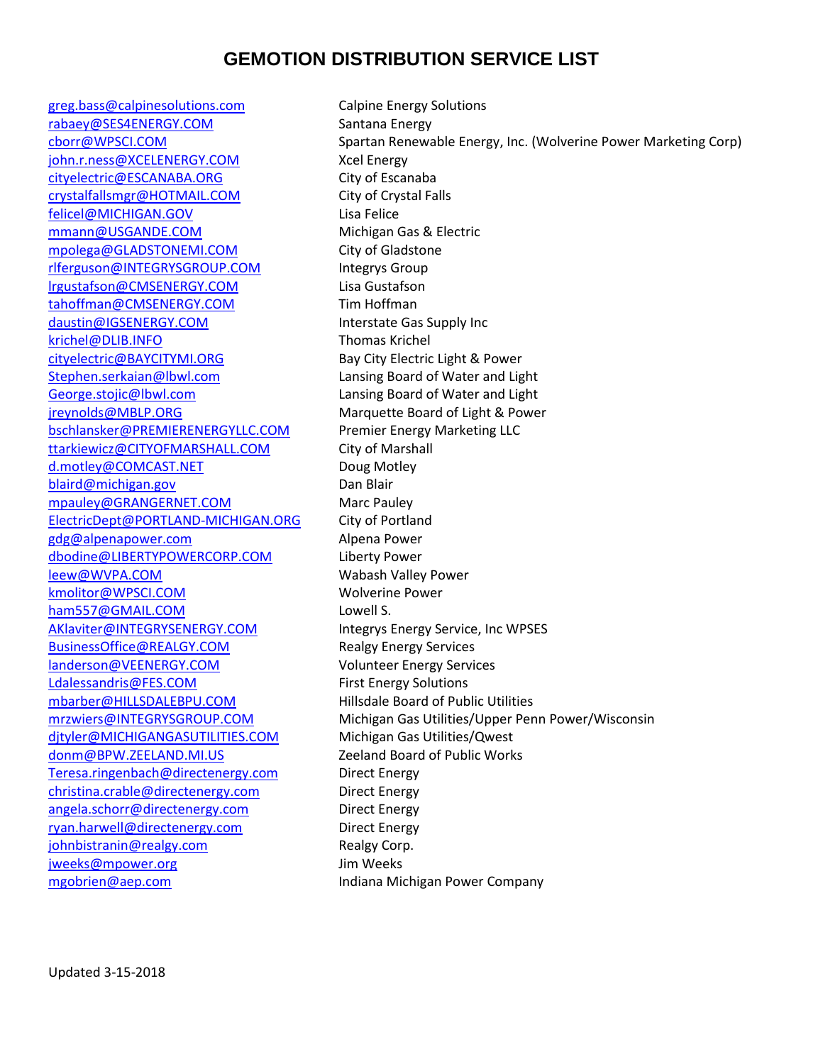# GEMOTION DISTRIBUTION SERVICE LIST

| | |
|---|---|
| greg.bass@calpinesolutions.com | Calpine Energy Solutions |
| rabaey@SES4ENERGY.COM | Santana Energy |
| cborr@WPSCI.COM | Spartan Renewable Energy, Inc. (Wolverine Power Marketing Corp) |
| john.r.ness@XCELENERGY.COM | Xcel Energy |
| cityelectric@ESCANABA.ORG | City of Escanaba |
| crystalfallsmgr@HOTMAIL.COM | City of Crystal Falls |
| felicel@MICHIGAN.GOV | Lisa Felice |
| mmann@USGANDE.COM | Michigan Gas & Electric |
| mpolega@GLADSTONEMI.COM | City of Gladstone |
| rlferguson@INTEGRYSGROUP.COM | Integrys Group |
| lrgustafson@CMSENERGY.COM | Lisa Gustafson |
| tahoffman@CMSENERGY.COM | Tim Hoffman |
| daustin@IGSENERGY.COM | Interstate Gas Supply Inc |
| krichel@DLIB.INFO | Thomas Krichel |
| cityelectric@BAYCITYMI.ORG | Bay City Electric Light & Power |
| Stephen.serkaian@lbwl.com | Lansing Board of Water and Light |
| George.stojic@lbwl.com | Lansing Board of Water and Light |
| jreynolds@MBLP.ORG | Marquette Board of Light & Power |
| bschlansker@PREMIERENERGYLLC.COM | Premier Energy Marketing LLC |
| ttarkiewicz@CITYOFMARSHALL.COM | City of Marshall |
| d.motley@COMCAST.NET | Doug Motley |
| blaird@michigan.gov | Dan Blair |
| mpauley@GRANGERNET.COM | Marc Pauley |
| ElectricDept@PORTLAND-MICHIGAN.ORG | City of Portland |
| gdg@alpenapower.com | Alpena Power |
| dbodine@LIBERTYPOWERCORP.COM | Liberty Power |
| leew@WVPA.COM | Wabash Valley Power |
| kmolitor@WPSCI.COM | Wolverine Power |
| ham557@GMAIL.COM | Lowell S. |
| AKlaviter@INTEGRYSENERGY.COM | Integrys Energy Service, Inc WPSES |
| BusinessOffice@REALGY.COM | Realgy Energy Services |
| landerson@VEENERGY.COM | Volunteer Energy Services |
| Ldalessandris@FES.COM | First Energy Solutions |
| mbarber@HILLSDALEBPU.COM | Hillsdale Board of Public Utilities |
| mrzwiers@INTEGRYSGROUP.COM | Michigan Gas Utilities/Upper Penn Power/Wisconsin |
| djtyler@MICHIGANGASUTILITIES.COM | Michigan Gas Utilities/Qwest |
| donm@BPW.ZEELAND.MI.US | Zeeland Board of Public Works |
| Teresa.ringenbach@directenergy.com | Direct Energy |
| christina.crable@directenergy.com | Direct Energy |
| angela.schorr@directenergy.com | Direct Energy |
| ryan.harwell@directenergy.com | Direct Energy |
| johnbistranin@realgy.com | Realgy Corp. |
| jweeks@mpower.org | Jim Weeks |
| mgobrien@aep.com | Indiana Michigan Power Company |

Updated 3-15-2018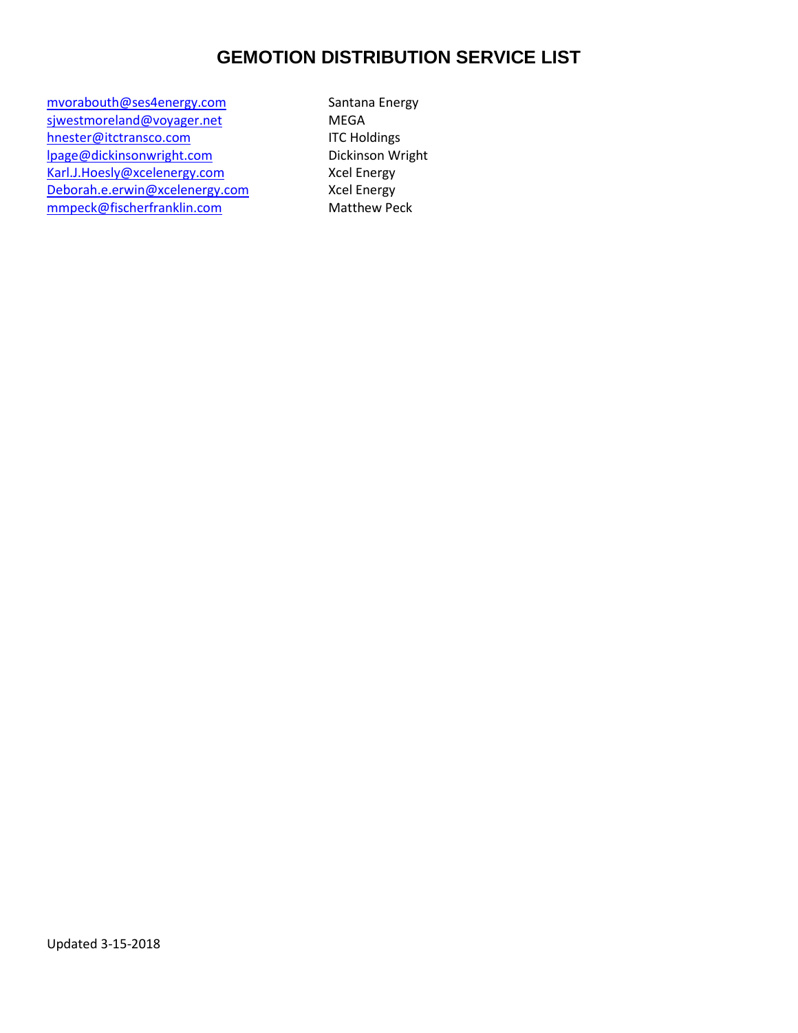# GEMOTION DISTRIBUTION SERVICE LIST

| | |
|---|---|
| mvorabouth@ses4energy.com | Santana Energy |
| sjwestmoreland@voyager.net | MEGA |
| hnester@itctransco.com | ITC Holdings |
| lpage@dickinsonwright.com | Dickinson Wright |
| Karl.J.Hoesly@xcelenergy.com | Xcel Energy |
| Deborah.e.erwin@xcelenergy.com | Xcel Energy |
| mmpeck@fischerfranklin.com | Matthew Peck |

Updated 3-15-2018